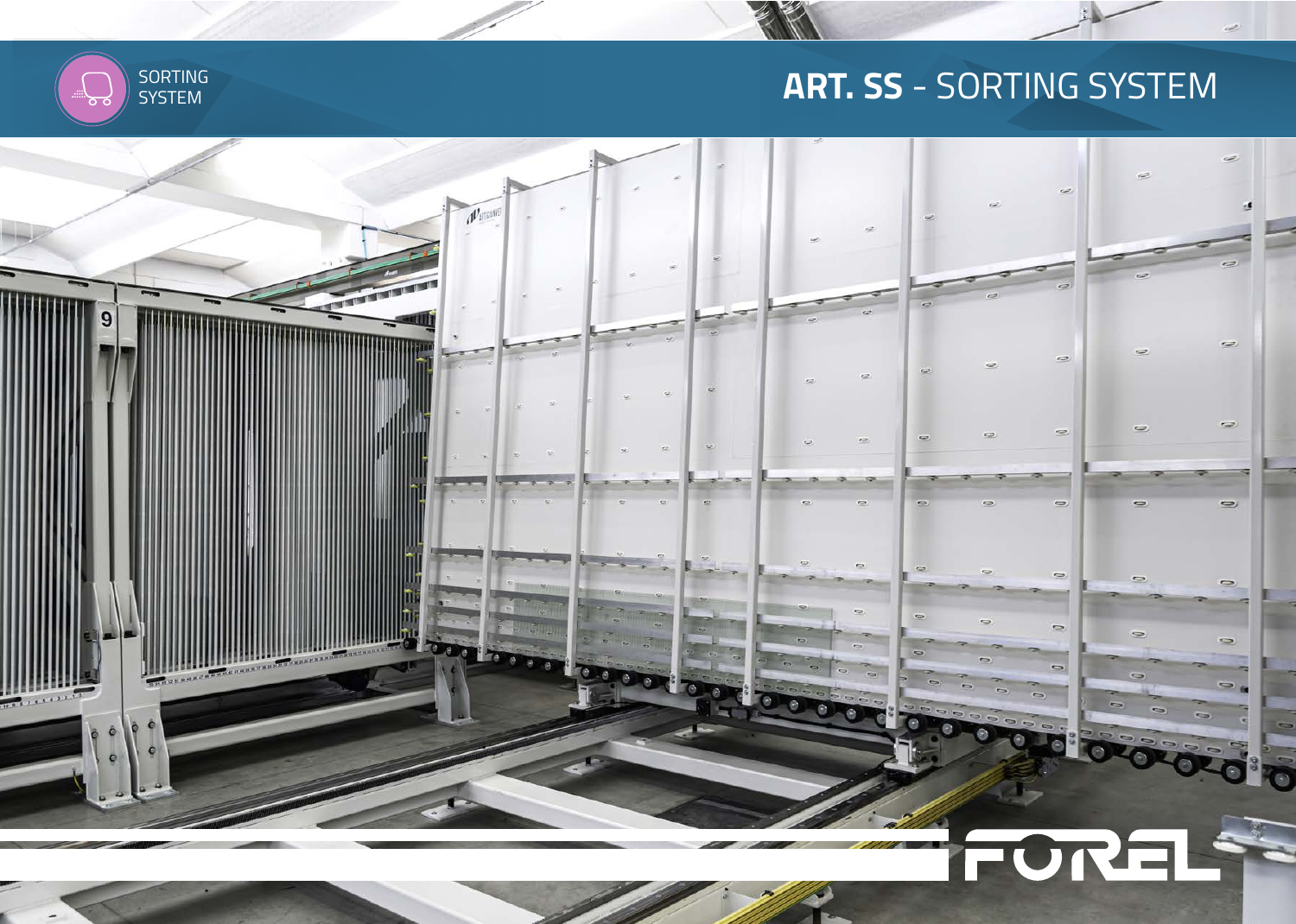SORTING SYSTEM

# ART. SS - SORTING SYSTEM

FOREL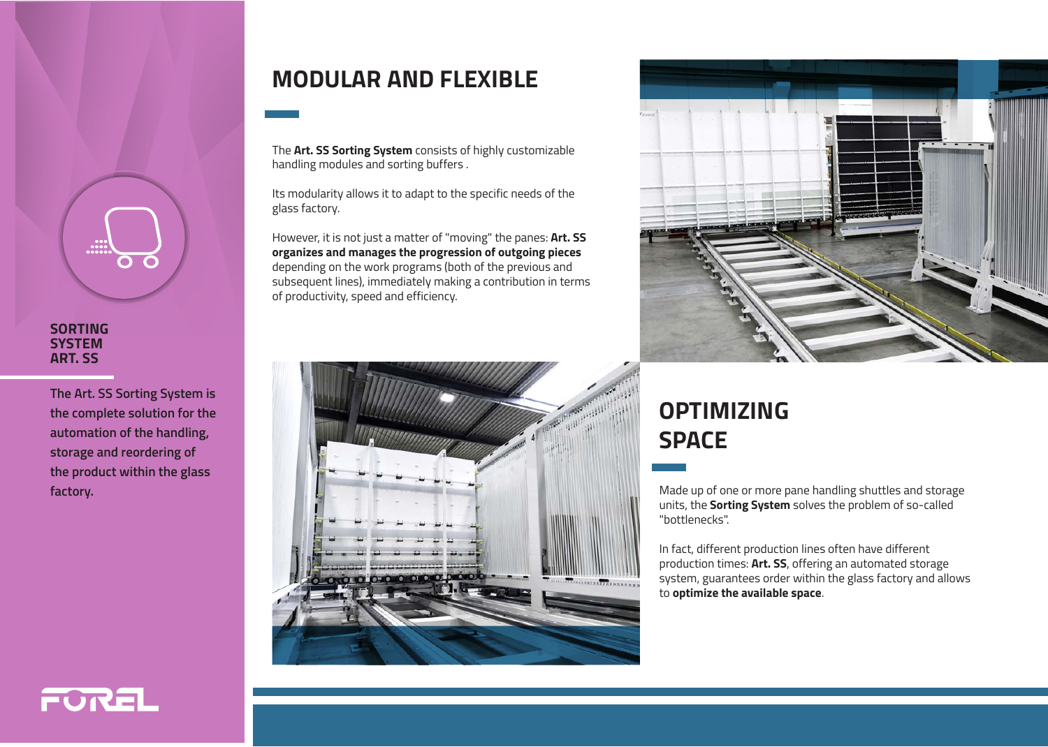**SORTING SYSTEM ART. SS**

**The Art. SS Sorting System is the complete solution for the automation of the handling, storage and reordering of the product within the glass factory.**

## MODULAR AND FLEXIBLE

The **Art. SS Sorting System** consists of highly customizable handling modules and sorting buffers .

Its modularity allows it to adapt to the specific needs of the glass factory.

However, it is not just a matter of "moving" the panes: **Art. SS organizes and manages the progression of outgoing pieces** depending on the work programs (both of the previous and subsequent lines), immediately making a contribution in terms of productivity, speed and efficiency.

## OPTIMIZING SPACE

Made up of one or more pane handling shuttles and storage units, the **Sorting System** solves the problem of so-called "bottlenecks".

In fact, different production lines often have different production times: **Art. SS**, offering an automated storage system, guarantees order within the glass factory and allows to **optimize the available space**.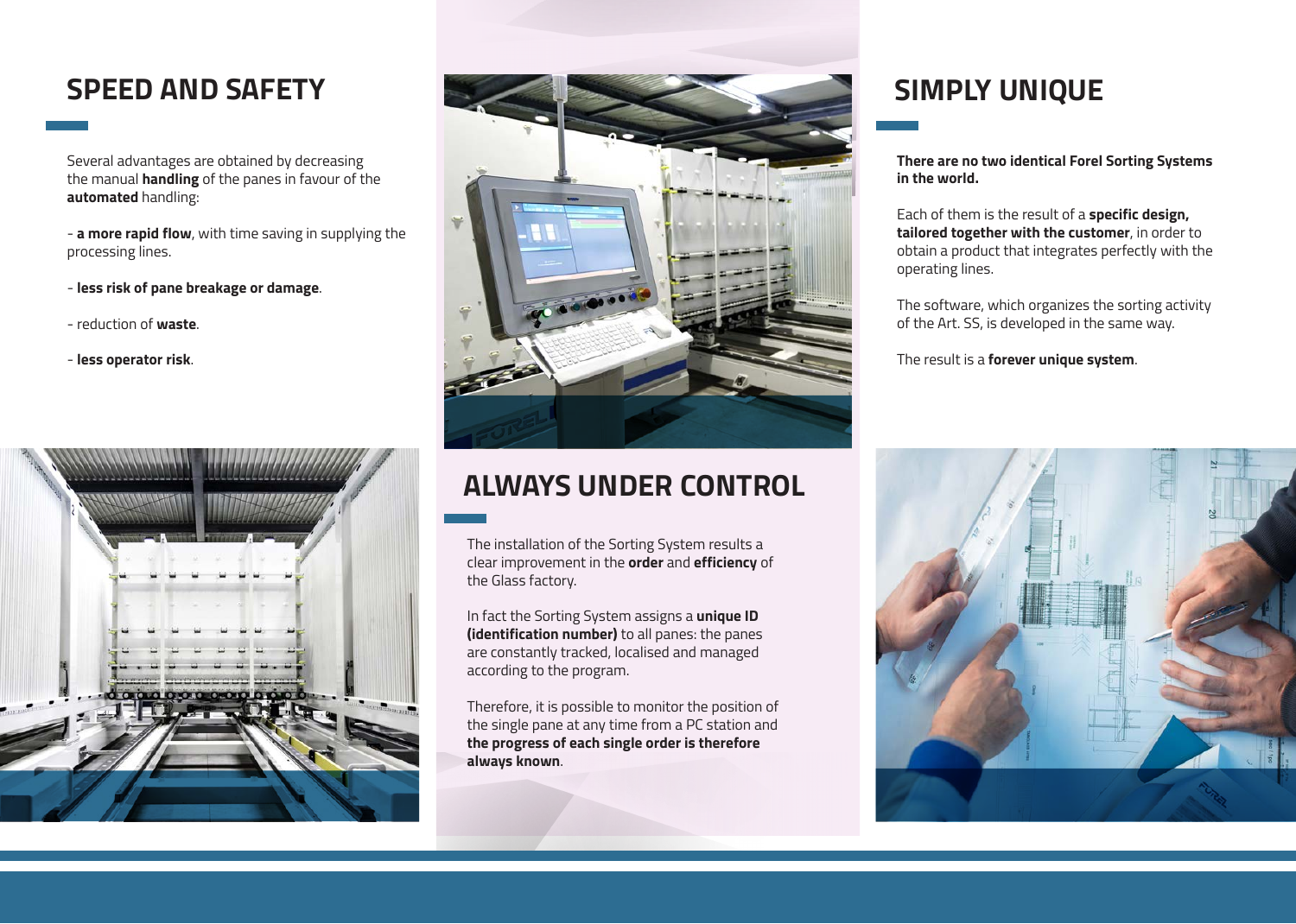## SPEED AND SAFETY

Several advantages are obtained by decreasing the manual **handling** of the panes in favour of the **automated** handling:

- **a more rapid flow**, with time saving in supplying the processing lines.

- **less risk of pane breakage or damage**.

- reduction of **waste**.

- **less operator risk**.

## ALWAYS UNDER CONTROL

The installation of the Sorting System results a clear improvement in the **order** and **efficiency** of the Glass factory.

In fact the Sorting System assigns a **unique ID (identification number)** to all panes: the panes are constantly tracked, localised and managed according to the program.

Therefore, it is possible to monitor the position of the single pane at any time from a PC station and **the progress of each single order is therefore always known**.

## SIMPLY UNIQUE

**There are no two identical Forel Sorting Systems in the world.**

Each of them is the result of a **specific design, tailored together with the customer**, in order to obtain a product that integrates perfectly with the operating lines.

The software, which organizes the sorting activity of the Art. SS, is developed in the same way.

The result is a **forever unique system**.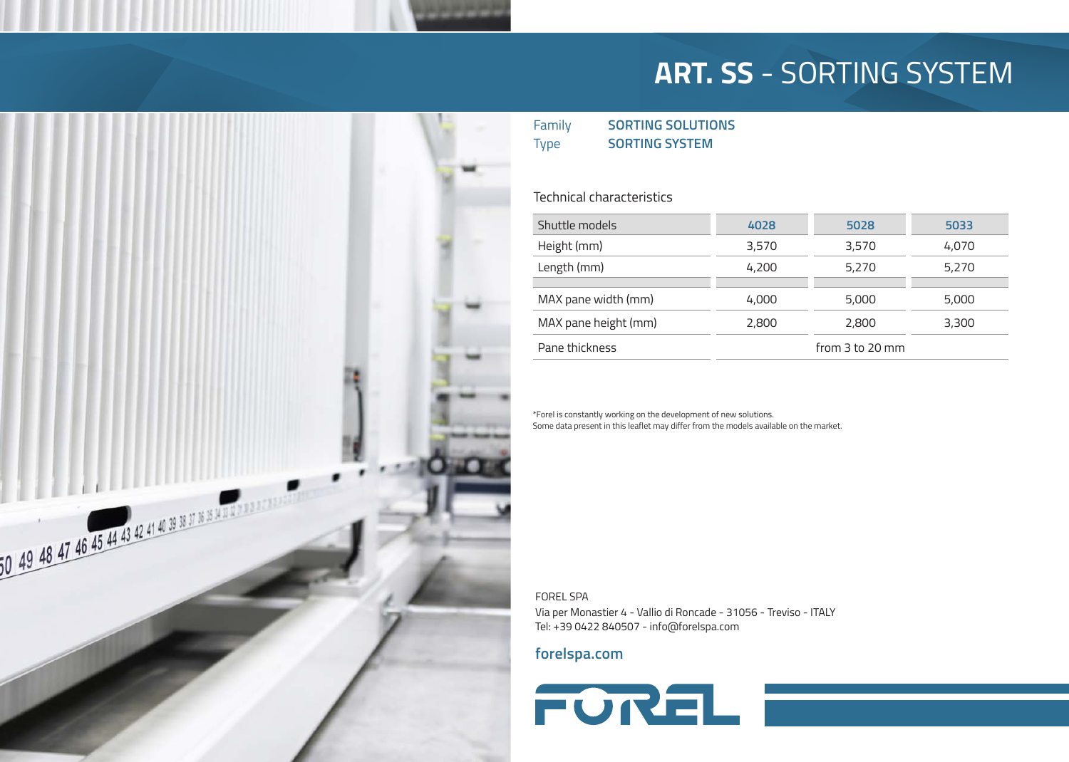# ART. SS - SORTING SYSTEM

Family **SORTING SOLUTIONS**
Type **SORTING SYSTEM**

Technical characteristics

| Shuttle models | 4028 | 5028 | 5033 |
|---|---|---|---|
| Height (mm) | 3,570 | 3,570 | 4,070 |
| Length (mm) | 4,200 | 5,270 | 5,270 |
| | | | |
| MAX pane width (mm) | 4,000 | 5,000 | 5,000 |
| MAX pane height (mm) | 2,800 | 2,800 | 3,300 |
| Pane thickness | | from 3 to 20 mm | |

*Forel is constantly working on the development of new solutions.
Some data present in this leaflet may differ from the models available on the market.

FOREL SPA
Via per Monastier 4 - Vallio di Roncade - 31056 - Treviso - ITALY
Tel: +39 0422 840507 - info@forelspa.com

**forelspa.com**

FOREL